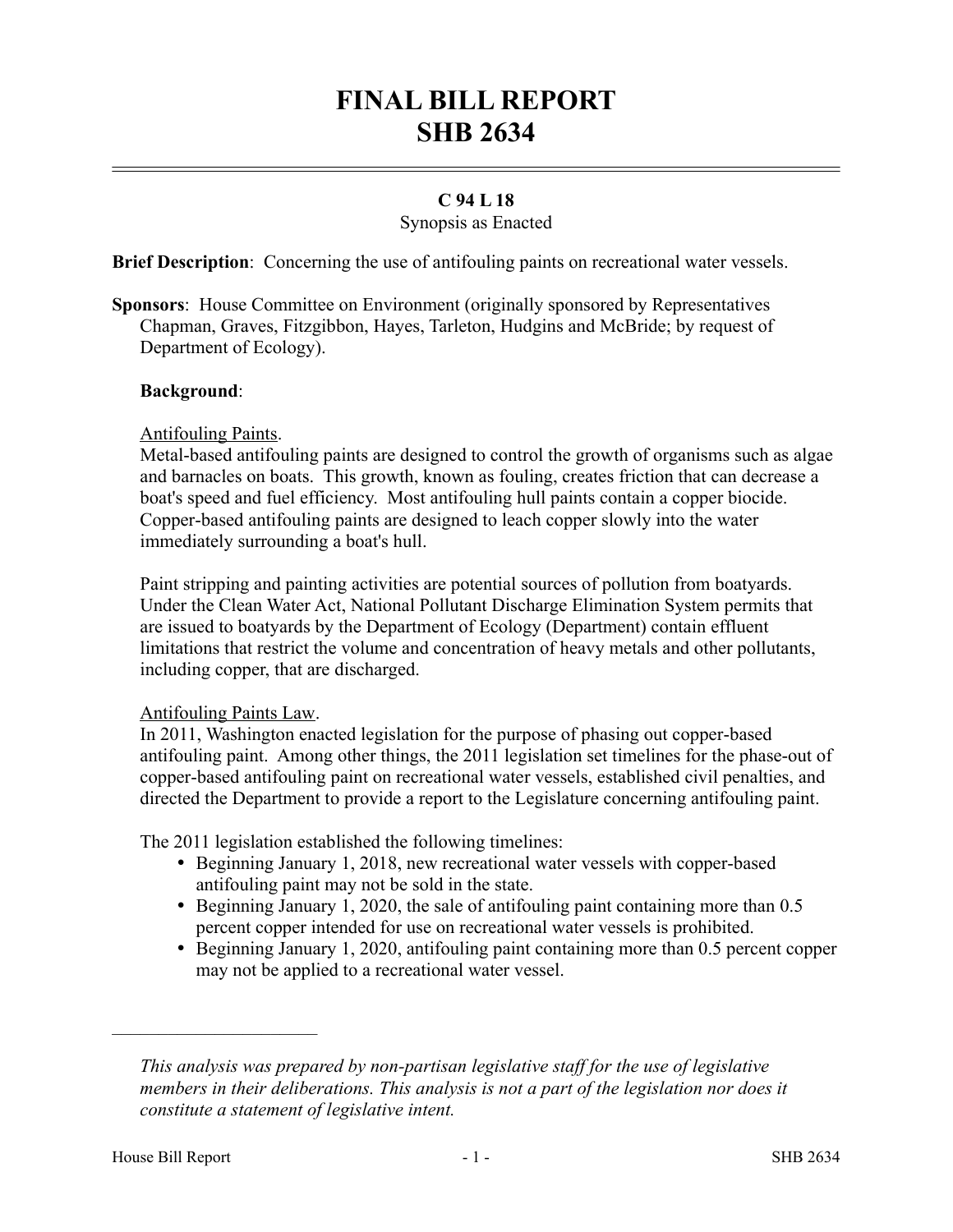# FINAL BILL REPORT
# SHB 2634

**C 94 L 18**

Synopsis as Enacted

**Brief Description**: Concerning the use of antifouling paints on recreational water vessels.

**Sponsors**: House Committee on Environment (originally sponsored by Representatives Chapman, Graves, Fitzgibbon, Hayes, Tarleton, Hudgins and McBride; by request of Department of Ecology).

**Background**:

Antifouling Paints.

Metal-based antifouling paints are designed to control the growth of organisms such as algae and barnacles on boats. This growth, known as fouling, creates friction that can decrease a boat's speed and fuel efficiency. Most antifouling hull paints contain a copper biocide. Copper-based antifouling paints are designed to leach copper slowly into the water immediately surrounding a boat's hull.

Paint stripping and painting activities are potential sources of pollution from boatyards. Under the Clean Water Act, National Pollutant Discharge Elimination System permits that are issued to boatyards by the Department of Ecology (Department) contain effluent limitations that restrict the volume and concentration of heavy metals and other pollutants, including copper, that are discharged.

Antifouling Paints Law.

In 2011, Washington enacted legislation for the purpose of phasing out copper-based antifouling paint. Among other things, the 2011 legislation set timelines for the phase-out of copper-based antifouling paint on recreational water vessels, established civil penalties, and directed the Department to provide a report to the Legislature concerning antifouling paint.

The 2011 legislation established the following timelines:

- Beginning January 1, 2018, new recreational water vessels with copper-based antifouling paint may not be sold in the state.
- Beginning January 1, 2020, the sale of antifouling paint containing more than 0.5 percent copper intended for use on recreational water vessels is prohibited.
- Beginning January 1, 2020, antifouling paint containing more than 0.5 percent copper may not be applied to a recreational water vessel.

---

*This analysis was prepared by non-partisan legislative staff for the use of legislative members in their deliberations. This analysis is not a part of the legislation nor does it constitute a statement of legislative intent.*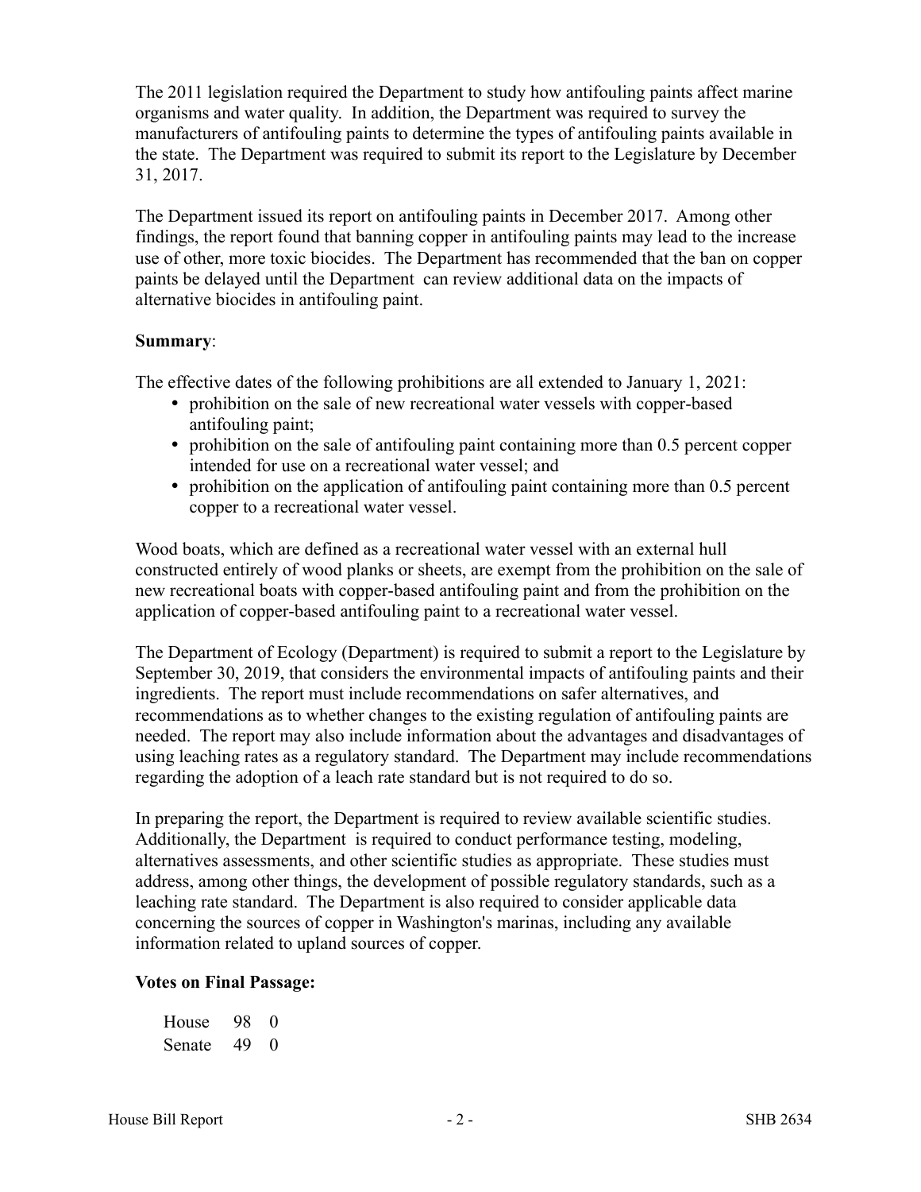The 2011 legislation required the Department to study how antifouling paints affect marine organisms and water quality. In addition, the Department was required to survey the manufacturers of antifouling paints to determine the types of antifouling paints available in the state. The Department was required to submit its report to the Legislature by December 31, 2017.

The Department issued its report on antifouling paints in December 2017. Among other findings, the report found that banning copper in antifouling paints may lead to the increase use of other, more toxic biocides. The Department has recommended that the ban on copper paints be delayed until the Department can review additional data on the impacts of alternative biocides in antifouling paint.

**Summary**:

The effective dates of the following prohibitions are all extended to January 1, 2021:

- prohibition on the sale of new recreational water vessels with copper-based antifouling paint;
- prohibition on the sale of antifouling paint containing more than 0.5 percent copper intended for use on a recreational water vessel; and
- prohibition on the application of antifouling paint containing more than 0.5 percent copper to a recreational water vessel.

Wood boats, which are defined as a recreational water vessel with an external hull constructed entirely of wood planks or sheets, are exempt from the prohibition on the sale of new recreational boats with copper-based antifouling paint and from the prohibition on the application of copper-based antifouling paint to a recreational water vessel.

The Department of Ecology (Department) is required to submit a report to the Legislature by September 30, 2019, that considers the environmental impacts of antifouling paints and their ingredients. The report must include recommendations on safer alternatives, and recommendations as to whether changes to the existing regulation of antifouling paints are needed. The report may also include information about the advantages and disadvantages of using leaching rates as a regulatory standard. The Department may include recommendations regarding the adoption of a leach rate standard but is not required to do so.

In preparing the report, the Department is required to review available scientific studies. Additionally, the Department is required to conduct performance testing, modeling, alternatives assessments, and other scientific studies as appropriate. These studies must address, among other things, the development of possible regulatory standards, such as a leaching rate standard. The Department is also required to consider applicable data concerning the sources of copper in Washington's marinas, including any available information related to upland sources of copper.

**Votes on Final Passage:**

| | | |
|---|---|---|
| House | 98 | 0 |
| Senate | 49 | 0 |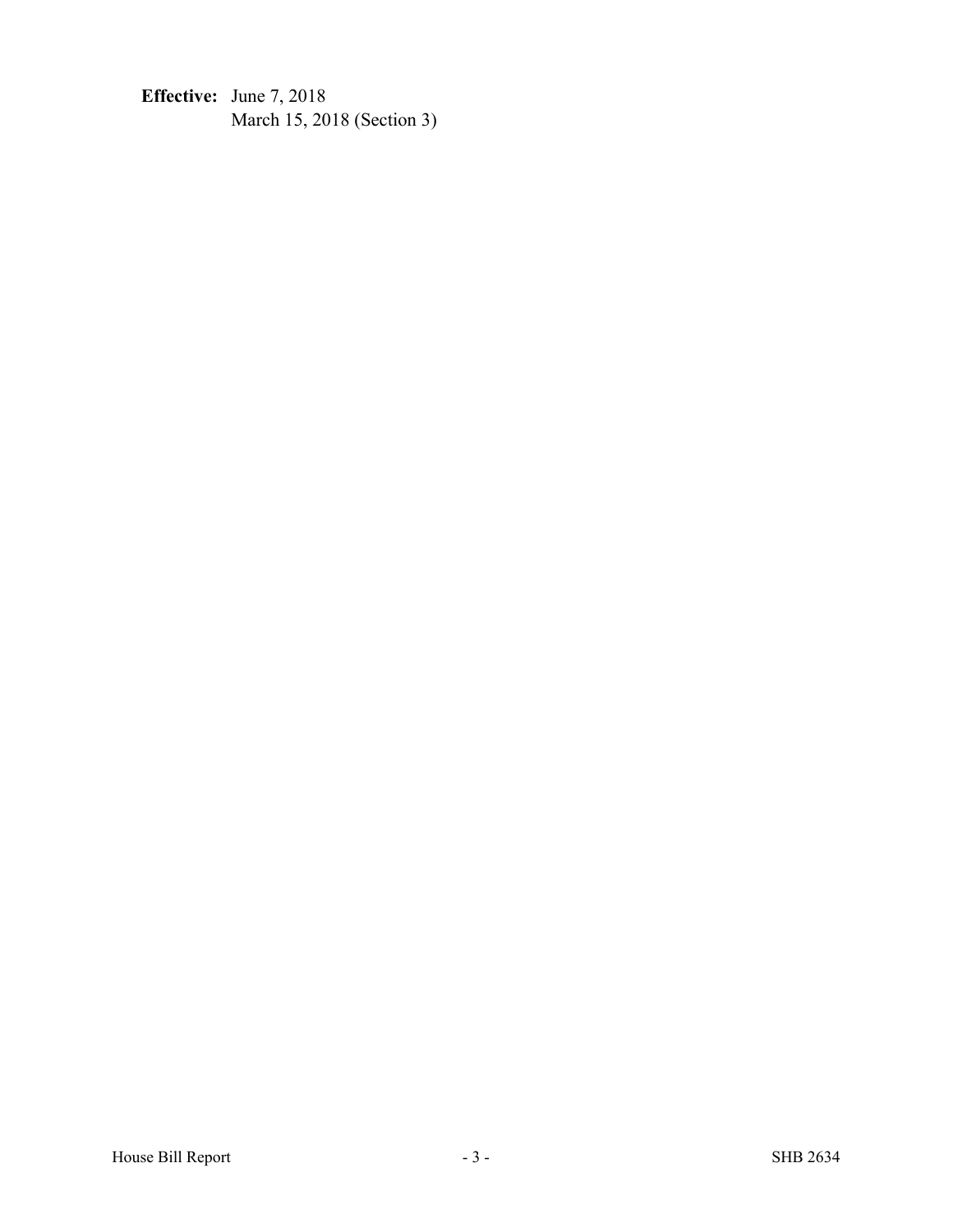**Effective:** June 7, 2018
March 15, 2018 (Section 3)